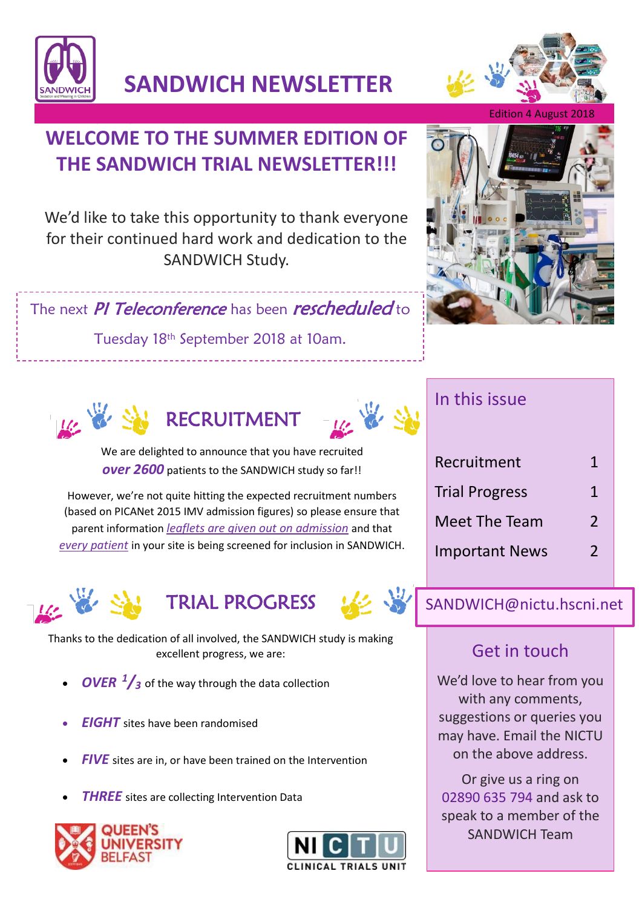# SANDWICH NEWSLETTER

Edition 4 August 2018

## WELCOME TO THE SUMMER EDITION OF THE SANDWICH TRIAL NEWSLETTER!!!

We'd like to take this opportunity to thank everyone for their continued hard work and dedication to the SANDWICH Study.

The next *PI Teleconference* has been *rescheduled* to Tuesday 18th September 2018 at 10am.

## RECRUITMENT

We are delighted to announce that you have recruited ***over 2600*** patients to the SANDWICH study so far!!

However, we're not quite hitting the expected recruitment numbers (based on PICANet 2015 IMV admission figures) so please ensure that parent information *leaflets are given out on admission* and that *every patient* in your site is being screened for inclusion in SANDWICH.

## TRIAL PROGRESS

Thanks to the dedication of all involved, the SANDWICH study is making excellent progress, we are:

- ***OVER*** $^{1}/_{3}$ of the way through the data collection
- ***EIGHT*** sites have been randomised
- ***FIVE*** sites are in, or have been trained on the Intervention
- ***THREE*** sites are collecting Intervention Data

QUEEN'S UNIVERSITY BELFAST

NICTU CLINICAL TRIALS UNIT

## In this issue

| | |
|---|---|
| Recruitment | 1 |
| Trial Progress | 1 |
| Meet The Team | 2 |
| Important News | 2 |

SANDWICH@nictu.hscni.net

## Get in touch

We'd love to hear from you with any comments, suggestions or queries you may have. Email the NICTU on the above address.

Or give us a ring on 02890 635 794 and ask to speak to a member of the SANDWICH Team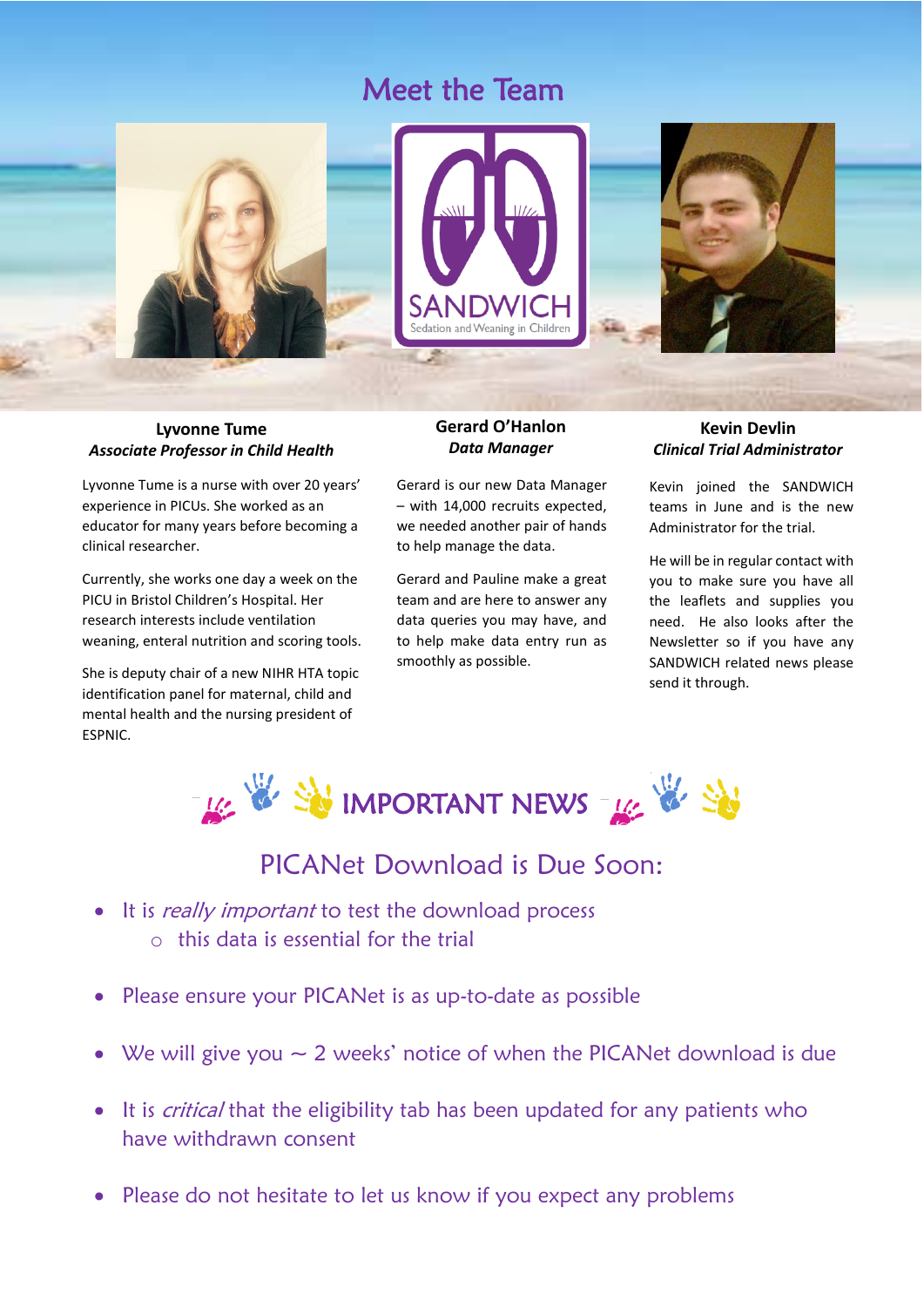# Meet the Team

**Lyvonne Tume**
***Associate Professor in Child Health***

Lyvonne Tume is a nurse with over 20 years' experience in PICUs. She worked as an educator for many years before becoming a clinical researcher.

Currently, she works one day a week on the PICU in Bristol Children's Hospital. Her research interests include ventilation weaning, enteral nutrition and scoring tools.

She is deputy chair of a new NIHR HTA topic identification panel for maternal, child and mental health and the nursing president of ESPNIC.

**Gerard O'Hanlon**
***Data Manager***

Gerard is our new Data Manager – with 14,000 recruits expected, we needed another pair of hands to help manage the data.

Gerard and Pauline make a great team and are here to answer any data queries you may have, and to help make data entry run as smoothly as possible.

**Kevin Devlin**
***Clinical Trial Administrator***

Kevin joined the SANDWICH teams in June and is the new Administrator for the trial.

He will be in regular contact with you to make sure you have all the leaflets and supplies you need. He also looks after the Newsletter so if you have any SANDWICH related news please send it through.

## IMPORTANT NEWS

### PICANet Download is Due Soon:

- It is *really important* to test the download process
  - this data is essential for the trial
- Please ensure your PICANet is as up-to-date as possible
- We will give you ~ 2 weeks' notice of when the PICANet download is due
- It is *critical* that the eligibility tab has been updated for any patients who have withdrawn consent
- Please do not hesitate to let us know if you expect any problems